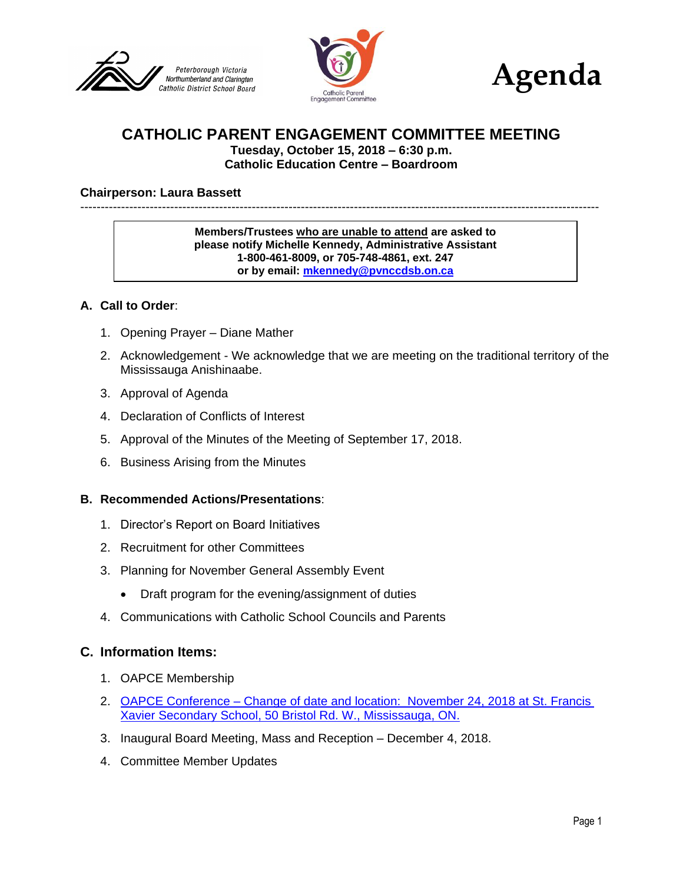Peterborough Victoria Northumberland and Clarington Catholic District School Board

Catholic Parent Engagement Committee

# Agenda

## CATHOLIC PARENT ENGAGEMENT COMMITTEE MEETING

**Tuesday, October 15, 2018 – 6:30 p.m.**
**Catholic Education Centre – Boardroom**

**Chairperson: Laura Bassett**

---

> **Members/Trustees who are unable to attend are asked to please notify Michelle Kennedy, Administrative Assistant 1-800-461-8009, or 705-748-4861, ext. 247 or by email: [mkennedy@pvnccdsb.on.ca](mailto:mkennedy@pvnccdsb.on.ca)**

### A. Call to Order:

1. Opening Prayer – Diane Mather
2. Acknowledgement - We acknowledge that we are meeting on the traditional territory of the Mississauga Anishinaabe.
3. Approval of Agenda
4. Declaration of Conflicts of Interest
5. Approval of the Minutes of the Meeting of September 17, 2018.
6. Business Arising from the Minutes

### B. Recommended Actions/Presentations:

1. Director's Report on Board Initiatives
2. Recruitment for other Committees
3. Planning for November General Assembly Event
   - Draft program for the evening/assignment of duties
4. Communications with Catholic School Councils and Parents

### C. Information Items:

1. OAPCE Membership
2. OAPCE Conference – Change of date and location: November 24, 2018 at St. Francis Xavier Secondary School, 50 Bristol Rd. W., Mississauga, ON.
3. Inaugural Board Meeting, Mass and Reception – December 4, 2018.
4. Committee Member Updates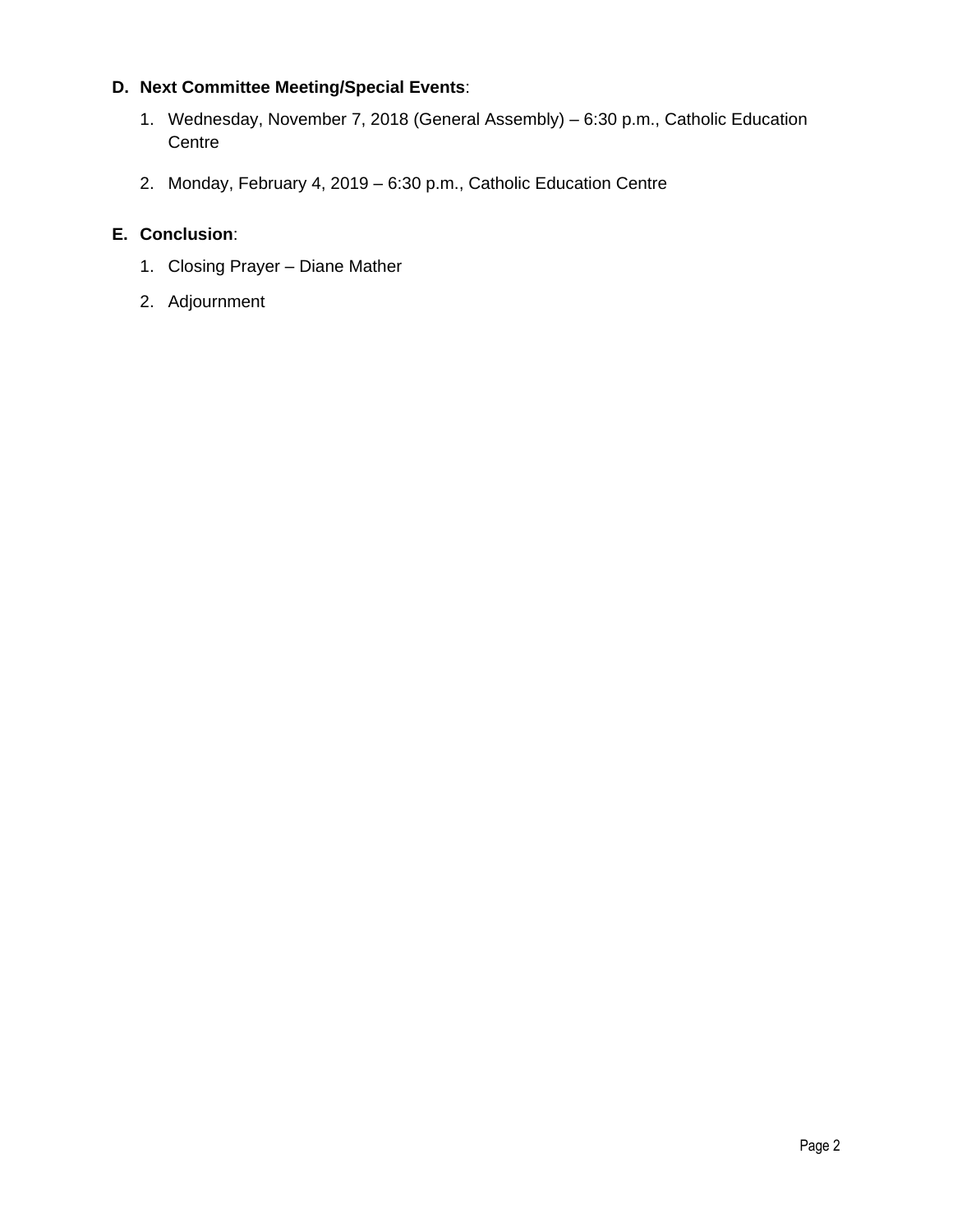**D. Next Committee Meeting/Special Events**:

1. Wednesday, November 7, 2018 (General Assembly) – 6:30 p.m., Catholic Education Centre

2. Monday, February 4, 2019 – 6:30 p.m., Catholic Education Centre

**E. Conclusion**:

1. Closing Prayer – Diane Mather

2. Adjournment